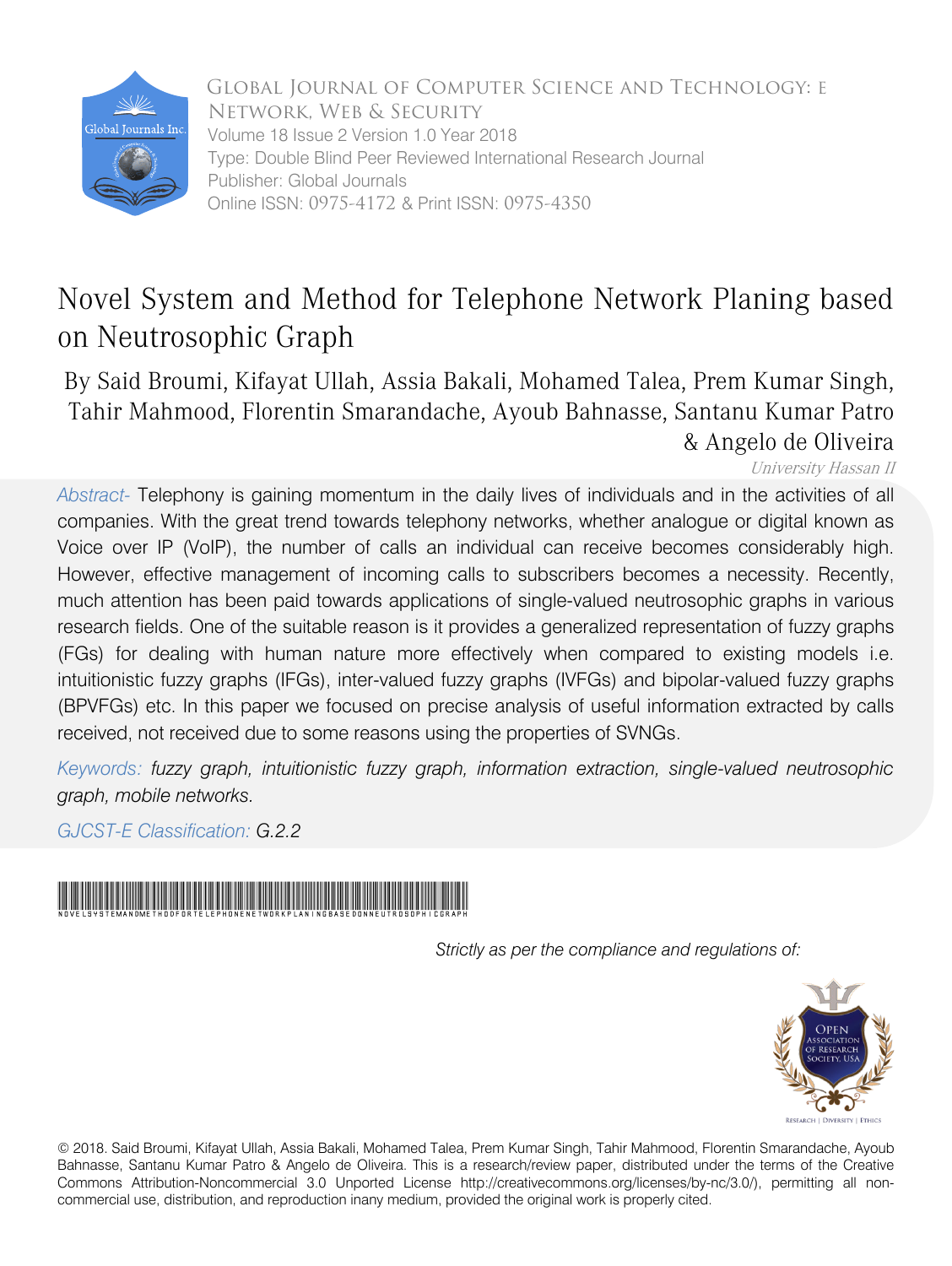Global Journal of Computer Science and Technology: E Network, Web & Security
Volume 18 Issue 2 Version 1.0 Year 2018
Type: Double Blind Peer Reviewed International Research Journal
Publisher: Global Journals
Online ISSN: 0975-4172 & Print ISSN: 0975-4350

# Novel System and Method for Telephone Network Planing based on Neutrosophic Graph

By Said Broumi, Kifayat Ullah, Assia Bakali, Mohamed Talea, Prem Kumar Singh, Tahir Mahmood, Florentin Smarandache, Ayoub Bahnasse, Santanu Kumar Patro & Angelo de Oliveira

*University Hassan II*

*Abstract-* Telephony is gaining momentum in the daily lives of individuals and in the activities of all companies. With the great trend towards telephony networks, whether analogue or digital known as Voice over IP (VoIP), the number of calls an individual can receive becomes considerably high. However, effective management of incoming calls to subscribers becomes a necessity. Recently, much attention has been paid towards applications of single-valued neutrosophic graphs in various research fields. One of the suitable reason is it provides a generalized representation of fuzzy graphs (FGs) for dealing with human nature more effectively when compared to existing models i.e. intuitionistic fuzzy graphs (IFGs), inter-valued fuzzy graphs (IVFGs) and bipolar-valued fuzzy graphs (BPVFGs) etc. In this paper we focused on precise analysis of useful information extracted by calls received, not received due to some reasons using the properties of SVNGs.

*Keywords: fuzzy graph, intuitionistic fuzzy graph, information extraction, single-valued neutrosophic graph, mobile networks.*

*GJCST-E Classification:* G.2.2

NOVELSYSTEMANDMETHODFORTELEPHONENETWORKPLANINGBASEDONNEUTROSOPHICGRAPH

*Strictly as per the compliance and regulations of:*

© 2018. Said Broumi, Kifayat Ullah, Assia Bakali, Mohamed Talea, Prem Kumar Singh, Tahir Mahmood, Florentin Smarandache, Ayoub Bahnasse, Santanu Kumar Patro & Angelo de Oliveira. This is a research/review paper, distributed under the terms of the Creative Commons Attribution-Noncommercial 3.0 Unported License http://creativecommons.org/licenses/by-nc/3.0/), permitting all non-commercial use, distribution, and reproduction inany medium, provided the original work is properly cited.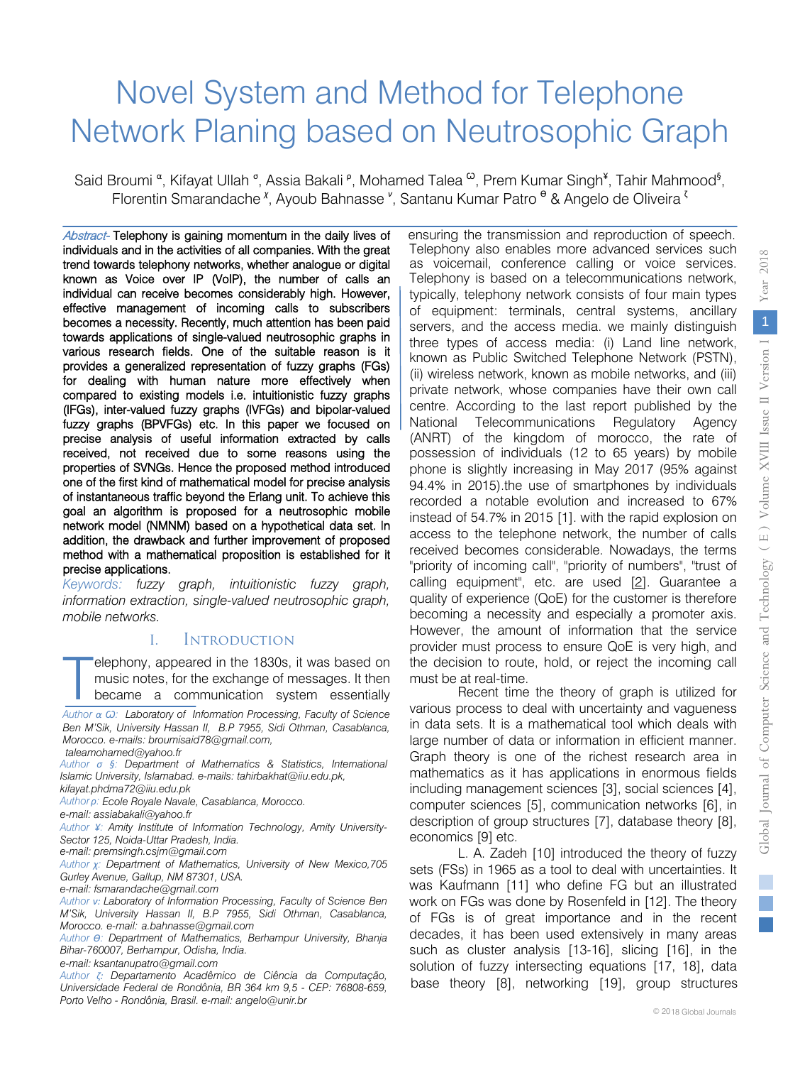# Novel System and Method for Telephone Network Planing based on Neutrosophic Graph

Said Broumi [α], Kifayat Ullah [σ], Assia Bakali [ρ], Mohamed Talea [Ѡ], Prem Kumar Singh[¥], Tahir Mahmood[§], Florentin Smarandache [χ], Ayoub Bahnasse [ν], Santanu Kumar Patro [ϴ] & Angelo de Oliveira [ζ]

*Abstract-* Telephony is gaining momentum in the daily lives of individuals and in the activities of all companies. With the great trend towards telephony networks, whether analogue or digital known as Voice over IP (VoIP), the number of calls an individual can receive becomes considerably high. However, effective management of incoming calls to subscribers becomes a necessity. Recently, much attention has been paid towards applications of single-valued neutrosophic graphs in various research fields. One of the suitable reason is it provides a generalized representation of fuzzy graphs (FGs) for dealing with human nature more effectively when compared to existing models i.e. intuitionistic fuzzy graphs (IFGs), inter-valued fuzzy graphs (IVFGs) and bipolar-valued fuzzy graphs (BPVFGs) etc. In this paper we focused on precise analysis of useful information extracted by calls received, not received due to some reasons using the properties of SVNGs. Hence the proposed method introduced one of the first kind of mathematical model for precise analysis of instantaneous traffic beyond the Erlang unit. To achieve this goal an algorithm is proposed for a neutrosophic mobile network model (NMNM) based on a hypothetical data set. In addition, the drawback and further improvement of proposed method with a mathematical proposition is established for it precise applications.

*Keywords: fuzzy graph, intuitionistic fuzzy graph, information extraction, single-valued neutrosophic graph, mobile networks.*

## I. Introduction

Telephony, appeared in the 1830s, it was based on music notes, for the exchange of messages. It then became a communication system essentially ensuring the transmission and reproduction of speech. Telephony also enables more advanced services such as voicemail, conference calling or voice services. Telephony is based on a telecommunications network, typically, telephony network consists of four main types of equipment: terminals, central systems, ancillary servers, and the access media. we mainly distinguish three types of access media: (i) Land line network, known as Public Switched Telephone Network (PSTN), (ii) wireless network, known as mobile networks, and (iii) private network, whose companies have their own call centre. According to the last report published by the National Telecommunications Regulatory Agency (ANRT) of the kingdom of morocco, the rate of possession of individuals (12 to 65 years) by mobile phone is slightly increasing in May 2017 (95% against 94.4% in 2015).the use of smartphones by individuals recorded a notable evolution and increased to 67% instead of 54.7% in 2015 [1]. with the rapid explosion on access to the telephone network, the number of calls received becomes considerable. Nowadays, the terms "priority of incoming call", "priority of numbers", "trust of calling equipment", etc. are used [2]. Guarantee a quality of experience (QoE) for the customer is therefore becoming a necessity and especially a promoter axis. However, the amount of information that the service provider must process to ensure QoE is very high, and the decision to route, hold, or reject the incoming call must be at real-time.

Recent time the theory of graph is utilized for various process to deal with uncertainty and vagueness in data sets. It is a mathematical tool which deals with large number of data or information in efficient manner. Graph theory is one of the richest research area in mathematics as it has applications in enormous fields including management sciences [3], social sciences [4], computer sciences [5], communication networks [6], in description of group structures [7], database theory [8], economics [9] etc.

L. A. Zadeh [10] introduced the theory of fuzzy sets (FSs) in 1965 as a tool to deal with uncertainties. It was Kaufmann [11] who define FG but an illustrated work on FGs was done by Rosenfeld in [12]. The theory of FGs is of great importance and in the recent decades, it has been used extensively in many areas such as cluster analysis [13-16], slicing [16], in the solution of fuzzy intersecting equations [17, 18], data base theory [8], networking [19], group structures

*Author α Ѡ:* Laboratory of Information Processing, Faculty of Science Ben M'Sik, University Hassan II, B.P 7955, Sidi Othman, Casablanca, Morocco. e-mails: broumisaid78@gmail.com, taleamohamed@yahoo.fr

*Author σ §:* Department of Mathematics & Statistics, International Islamic University, Islamabad. e-mails: tahirbakhat@iiu.edu.pk, kifayat.phdma72@iiu.edu.pk

*Author ρ:* Ecole Royale Navale, Casablanca, Morocco. e-mail: assiabakali@yahoo.fr

*Author ¥:* Amity Institute of Information Technology, Amity University-Sector 125, Noida-Uttar Pradesh, India. e-mail: premsingh.csjm@gmail.com

*Author χ:* Department of Mathematics, University of New Mexico,705 Gurley Avenue, Gallup, NM 87301, USA. e-mail: fsmarandache@gmail.com

*Author ν:* Laboratory of Information Processing, Faculty of Science Ben M'Sik, University Hassan II, B.P 7955, Sidi Othman, Casablanca, Morocco. e-mail: a.bahnasse@gmail.com

*Author ϴ:* Department of Mathematics, Berhampur University, Bhanja Bihar-760007, Berhampur, Odisha, India. e-mail: ksantanupatro@gmail.com

*Author ζ:* Departamento Acadêmico de Ciência da Computação, Universidade Federal de Rondônia, BR 364 km 9,5 - CEP: 76808-659, Porto Velho - Rondônia, Brasil. e-mail: angelo@unir.br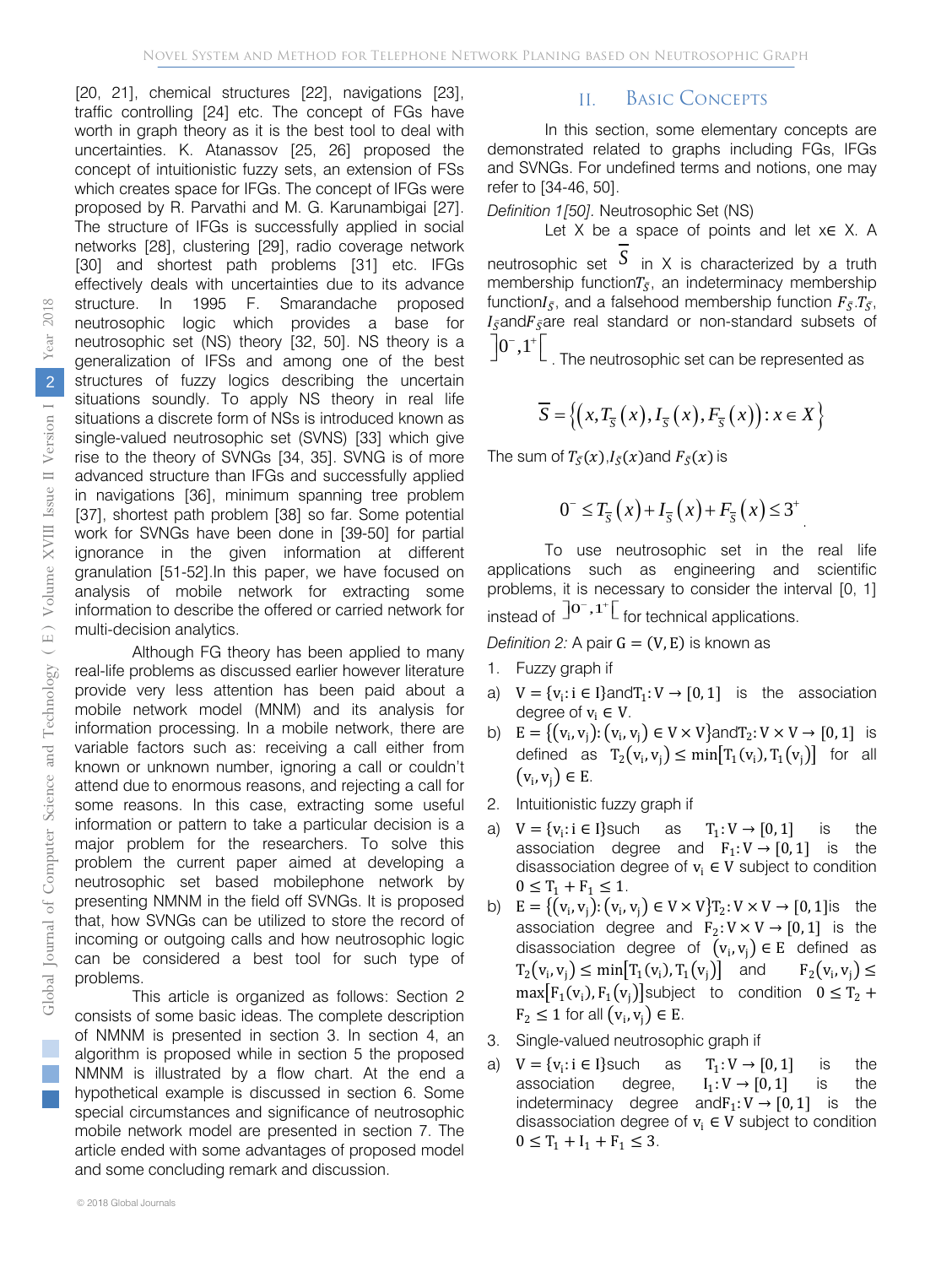[20, 21], chemical structures [22], navigations [23], traffic controlling [24] etc. The concept of FGs have worth in graph theory as it is the best tool to deal with uncertainties. K. Atanassov [25, 26] proposed the concept of intuitionistic fuzzy sets, an extension of FSs which creates space for IFGs. The concept of IFGs were proposed by R. Parvathi and M. G. Karunambigai [27]. The structure of IFGs is successfully applied in social networks [28], clustering [29], radio coverage network [30] and shortest path problems [31] etc. IFGs effectively deals with uncertainties due to its advance structure. In 1995 F. Smarandache proposed neutrosophic logic which provides a base for neutrosophic set (NS) theory [32, 50]. NS theory is a generalization of IFSs and among one of the best structures of fuzzy logics describing the uncertain situations soundly. To apply NS theory in real life situations a discrete form of NSs is introduced known as single-valued neutrosophic set (SVNS) [33] which give rise to the theory of SVNGs [34, 35]. SVNG is of more advanced structure than IFGs and successfully applied in navigations [36], minimum spanning tree problem [37], shortest path problem [38] so far. Some potential work for SVNGs have been done in [39-50] for partial ignorance in the given information at different granulation [51-52].In this paper, we have focused on analysis of mobile network for extracting some information to describe the offered or carried network for multi-decision analytics.

Although FG theory has been applied to many real-life problems as discussed earlier however literature provide very less attention has been paid about a mobile network model (MNM) and its analysis for information processing. In a mobile network, there are variable factors such as: receiving a call either from known or unknown number, ignoring a call or couldn't attend due to enormous reasons, and rejecting a call for some reasons. In this case, extracting some useful information or pattern to take a particular decision is a major problem for the researchers. To solve this problem the current paper aimed at developing a neutrosophic set based mobilephone network by presenting NMNM in the field off SVNGs. It is proposed that, how SVNGs can be utilized to store the record of incoming or outgoing calls and how neutrosophic logic can be considered a best tool for such type of problems.

This article is organized as follows: Section 2 consists of some basic ideas. The complete description of NMNM is presented in section 3. In section 4, an algorithm is proposed while in section 5 the proposed NMNM is illustrated by a flow chart. At the end a hypothetical example is discussed in section 6. Some special circumstances and significance of neutrosophic mobile network model are presented in section 7. The article ended with some advantages of proposed model and some concluding remark and discussion.

## II. Basic Concepts

In this section, some elementary concepts are demonstrated related to graphs including FGs, IFGs and SVNGs. For undefined terms and notions, one may refer to [34-46, 50].

*Definition 1[50]*. Neutrosophic Set (NS)

Let X be a space of points and let x∈ X. A neutrosophic set $\overline{S}$ in X is characterized by a truth membership function $T_{\overline{S}}$, an indeterminacy membership function $I_{\overline{S}}$, and a falsehood membership function $F_{\overline{S}}$. $T_{\overline{S}}$, $I_{\overline{S}}$ and $F_{\overline{S}}$ are real standard or non-standard subsets of $]0^-,1^+[$. The neutrosophic set can be represented as

$$\overline{S} = \left\{ \left( x, T_{\overline{S}}(x), I_{\overline{S}}(x), F_{\overline{S}}(x) \right) : x \in X \right\}$$

The sum of $T_{\overline{S}}(x)$, $I_{\overline{S}}(x)$ and $F_{\overline{S}}(x)$ is

$$0^- \leq T_{\overline{S}}(x) + I_{\overline{S}}(x) + F_{\overline{S}}(x) \leq 3^+$$

To use neutrosophic set in the real life applications such as engineering and scientific problems, it is necessary to consider the interval [0, 1] instead of $]0^-,1^+[$ for technical applications.

*Definition 2:* A pair $G = (V, E)$ is known as

1. Fuzzy graph if
   a) $V = \{v_i : i \in I\}$ and $T_1 : V \to [0,1]$ is the association degree of $v_i \in V$.
   b) $E = \{(v_i, v_j) : (v_i, v_j) \in V \times V\}$ and $T_2 : V \times V \to [0,1]$ is defined as $T_2(v_i, v_j) \leq \min[T_1(v_i), T_1(v_j)]$ for all $(v_i, v_j) \in E$.
2. Intuitionistic fuzzy graph if
   a) $V = \{v_i : i \in I\}$ such as $T_1 : V \to [0,1]$ is the association degree and $F_1 : V \to [0,1]$ is the disassociation degree of $v_i \in V$ subject to condition $0 \leq T_1 + F_1 \leq 1$.
   b) $E = \{(v_i, v_j) : (v_i, v_j) \in V \times V\}$ $T_2 : V \times V \to [0,1]$ is the association degree and $F_2 : V \times V \to [0,1]$ is the disassociation degree of $(v_i, v_j) \in E$ defined as $T_2(v_i, v_j) \leq \min[T_1(v_i), T_1(v_j)]$ and $F_2(v_i, v_j) \leq \max[F_1(v_i), F_1(v_j)]$ subject to condition $0 \leq T_2 + F_2 \leq 1$ for all $(v_i, v_j) \in E$.
3. Single-valued neutrosophic graph if
   a) $V = \{v_i : i \in I\}$ such as $T_1 : V \to [0,1]$ is the association degree, $I_1 : V \to [0,1]$ is the indeterminacy degree and $F_1 : V \to [0,1]$ is the disassociation degree of $v_i \in V$ subject to condition $0 \leq T_1 + I_1 + F_1 \leq 3$.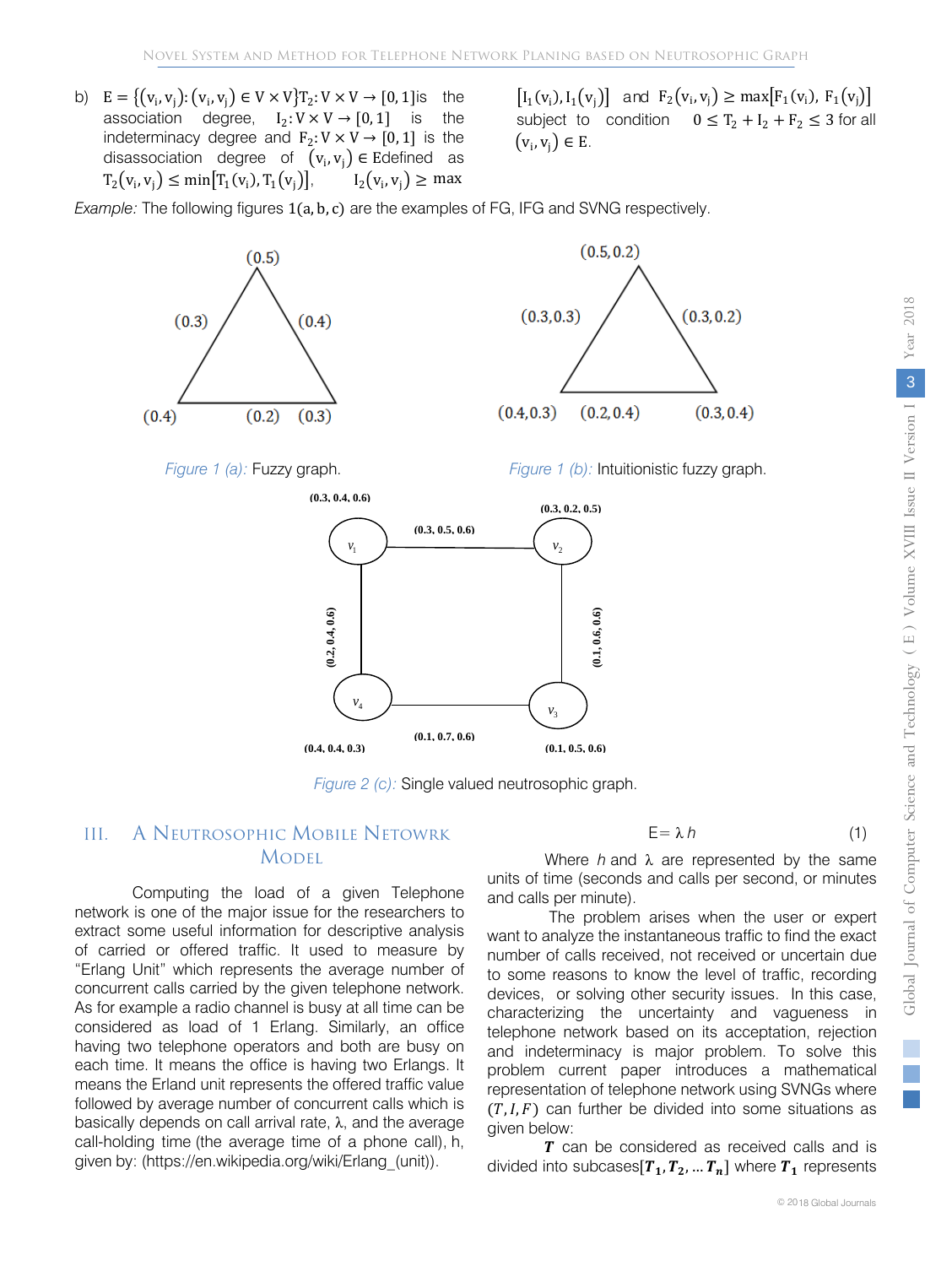b) $E = \{(v_i, v_j): (v_i, v_j) \in V \times V\}T_2: V \times V \to [0,1]$ is the association degree, $I_2: V \times V \to [0,1]$ is the indeterminacy degree and $F_2: V \times V \to [0,1]$ is the disassociation degree of $(v_i, v_j) \in E$defined as $T_2(v_i, v_j) \leq \min[T_1(v_i), T_1(v_j)]$, $I_2(v_i, v_j) \geq \max[I_1(v_i), I_1(v_j)]$ and $F_2(v_i, v_j) \geq \max[F_1(v_i), F_1(v_j)]$ subject to condition $0 \leq T_2 + I_2 + F_2 \leq 3$ for all $(v_i, v_j) \in E$.

*Example:* The following figures $1(a, b, c)$ are the examples of FG, IFG and SVNG respectively.

(0.5)
(0.3)
(0.4)
(0.4)
(0.2)
(0.3)

*Figure 1 (a):* Fuzzy graph.

(0.5, 0.2)
(0.3, 0.3)
(0.3, 0.2)
(0.4, 0.3)
(0.2, 0.4)
(0.3, 0.4)

*Figure 1 (b):* Intuitionistic fuzzy graph.

(0.3, 0.4, 0.6)
$v_1$
(0.3, 0.5, 0.6)
(0.3, 0.2, 0.5)
$v_2$
(0.2, 0.4, 0.6)
(0.1, 0.6, 0.6)
$v_4$
$v_3$
(0.1, 0.7, 0.6)
(0.4, 0.4, 0.3)
(0.1, 0.5, 0.6)

*Figure 2 (c):* Single valued neutrosophic graph.

## III. A Neutrosophic Mobile Netowrk Model

Computing the load of a given Telephone network is one of the major issue for the researchers to extract some useful information for descriptive analysis of carried or offered traffic. It used to measure by "Erlang Unit" which represents the average number of concurrent calls carried by the given telephone network. As for example a radio channel is busy at all time can be considered as load of 1 Erlang. Similarly, an office having two telephone operators and both are busy on each time. It means the office is having two Erlangs. It means the Erland unit represents the offered traffic value followed by average number of concurrent calls which is basically depends on call arrival rate, λ, and the average call-holding time (the average time of a phone call), h, given by: (https://en.wikipedia.org/wiki/Erlang_(unit)).

$$E = \lambda h \qquad (1)$$

Where $h$ and λ are represented by the same units of time (seconds and calls per second, or minutes and calls per minute).

The problem arises when the user or expert want to analyze the instantaneous traffic to find the exact number of calls received, not received or uncertain due to some reasons to know the level of traffic, recording devices, or solving other security issues. In this case, characterizing the uncertainty and vagueness in telephone network based on its acceptation, rejection and indeterminacy is major problem. To solve this problem current paper introduces a mathematical representation of telephone network using SVNGs where $(T, I, F)$ can further be divided into some situations as given below:

$\boldsymbol{T}$ can be considered as received calls and is divided into subcases$[\boldsymbol{T_1}, \boldsymbol{T_2}, \ldots \boldsymbol{T_n}]$ where $\boldsymbol{T_1}$ represents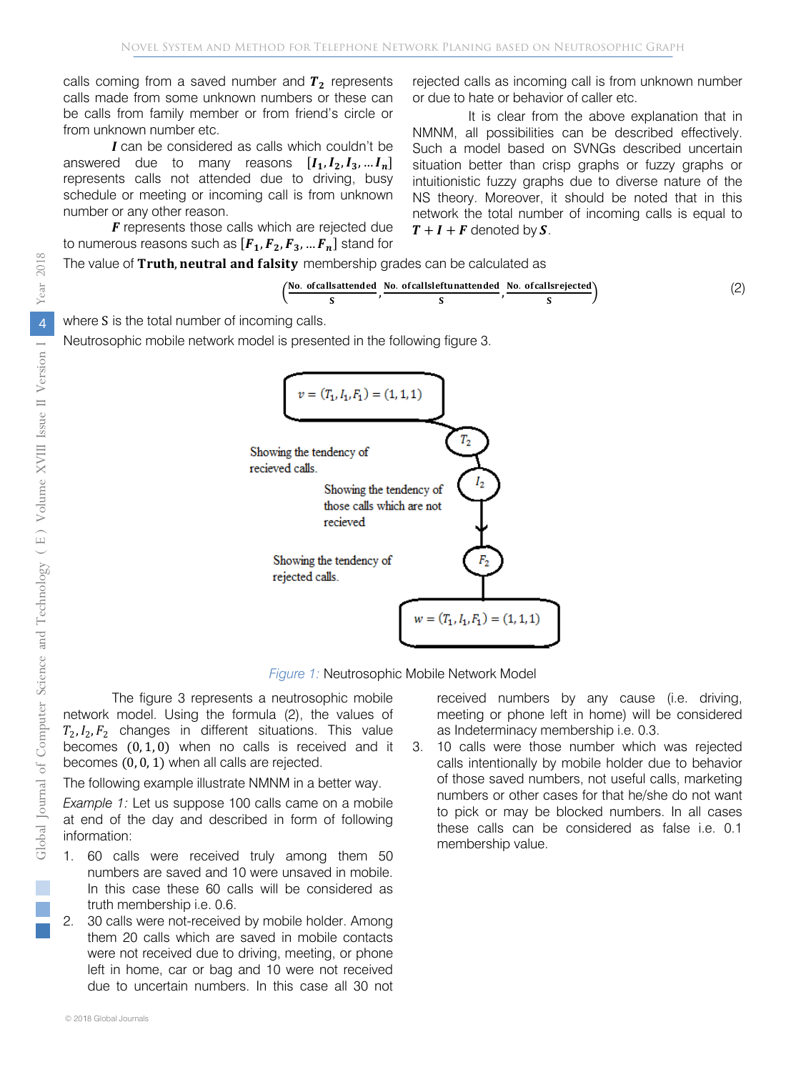calls coming from a saved number and $T_2$ represents calls made from some unknown numbers or these can be calls from family member or from friend's circle or from unknown number etc.

$I$ can be considered as calls which couldn't be answered due to many reasons $[I_1, I_2, I_3, \dots I_n]$ represents calls not attended due to driving, busy schedule or meeting or incoming call is from unknown number or any other reason.

$F$ represents those calls which are rejected due to numerous reasons such as $[F_1, F_2, F_3, \dots F_n]$ stand for rejected calls as incoming call is from unknown number or due to hate or behavior of caller etc.

It is clear from the above explanation that in NMNM, all possibilities can be described effectively. Such a model based on SVNGs described uncertain situation better than crisp graphs or fuzzy graphs or intuitionistic fuzzy graphs due to diverse nature of the NS theory. Moreover, it should be noted that in this network the total number of incoming calls is equal to $T + I + F$ denoted by $S$.

The value of **Truth, neutral and falsity** membership grades can be calculated as

$$\left(\frac{\text{No. of calls attended}}{S}, \frac{\text{No. of calls left unattended}}{S}, \frac{\text{No. of calls rejected}}{S}\right) \tag{2}$$

where S is the total number of incoming calls.

Neutrosophic mobile network model is presented in the following figure 3.

$v = (T_1, I_1, F_1) = (1, 1, 1)$

$T_2$

Showing the tendency of recieved calls.

$I_2$

Showing the tendency of those calls which are not recieved

$F_2$

Showing the tendency of rejected calls.

$w = (T_1, I_1, F_1) = (1, 1, 1)$

*Figure 1:* Neutrosophic Mobile Network Model

The figure 3 represents a neutrosophic mobile network model. Using the formula (2), the values of $T_2, I_2, F_2$ changes in different situations. This value becomes $(0, 1, 0)$ when no calls is received and it becomes $(0, 0, 1)$ when all calls are rejected.

The following example illustrate NMNM in a better way.

*Example 1:* Let us suppose 100 calls came on a mobile at end of the day and described in form of following information:

1. 60 calls were received truly among them 50 numbers are saved and 10 were unsaved in mobile. In this case these 60 calls will be considered as truth membership i.e. 0.6.
2. 30 calls were not-received by mobile holder. Among them 20 calls which are saved in mobile contacts were not received due to driving, meeting, or phone left in home, car or bag and 10 were not received due to uncertain numbers. In this case all 30 not received numbers by any cause (i.e. driving, meeting or phone left in home) will be considered as Indeterminacy membership i.e. 0.3.
3. 10 calls were those number which was rejected calls intentionally by mobile holder due to behavior of those saved numbers, not useful calls, marketing numbers or other cases for that he/she do not want to pick or may be blocked numbers. In all cases these calls can be considered as false i.e. 0.1 membership value.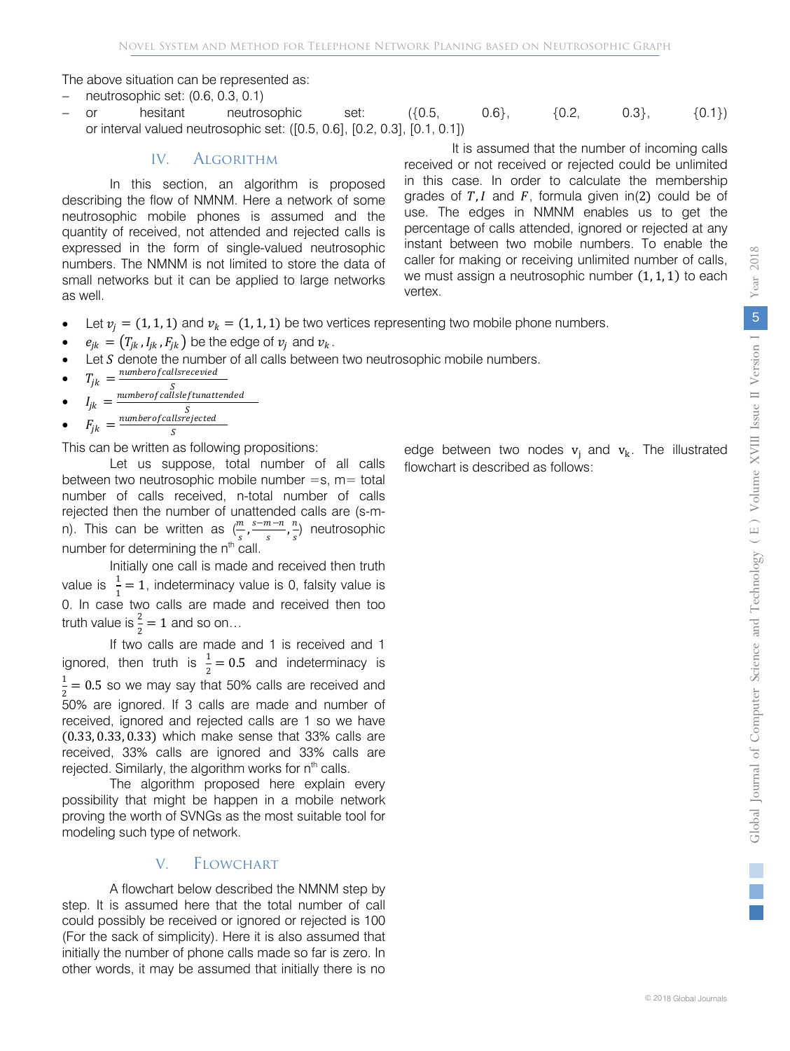The above situation can be represented as:

- neutrosophic set: (0.6, 0.3, 0.1)
- or hesitant neutrosophic set: ({0.5, 0.6}, {0.2, 0.3}, {0.1}) or interval valued neutrosophic set: ([0.5, 0.6], [0.2, 0.3], [0.1, 0.1])

## IV. Algorithm

In this section, an algorithm is proposed describing the flow of NMNM. Here a network of some neutrosophic mobile phones is assumed and the quantity of received, not attended and rejected calls is expressed in the form of single-valued neutrosophic numbers. The NMNM is not limited to store the data of small networks but it can be applied to large networks as well.

It is assumed that the number of incoming calls received or not received or rejected could be unlimited in this case. In order to calculate the membership grades of $T, I$ and $F$, formula given in(2) could be of use. The edges in NMNM enables us to get the percentage of calls attended, ignored or rejected at any instant between two mobile numbers. To enable the caller for making or receiving unlimited number of calls, we must assign a neutrosophic number $(1, 1, 1)$ to each vertex.

- Let $v_j = (1, 1, 1)$ and $v_k = (1, 1, 1)$ be two vertices representing two mobile phone numbers.
- $e_{jk} = (T_{jk}, I_{jk}, F_{jk})$ be the edge of $v_j$ and $v_k$.
- Let $S$ denote the number of all calls between two neutrosophic mobile numbers.
- $T_{jk} = \frac{numberofcallsrecevied}{S}$
- $I_{jk} = \frac{numberofcallsleftunattended}{S}$
- $F_{jk} = \frac{numberofcallsrejected}{S}$

This can be written as following propositions:

Let us suppose, total number of all calls between two neutrosophic mobile number =s, m= total number of calls received, n-total number of calls rejected then the number of unattended calls are (s-m-n). This can be written as $(\frac{m}{s}, \frac{s-m-n}{s}, \frac{n}{s})$ neutrosophic number for determining the n[th] call.

Initially one call is made and received then truth value is $\frac{1}{1} = 1$, indeterminacy value is 0, falsity value is 0. In case two calls are made and received then too truth value is $\frac{2}{2} = 1$ and so on…

If two calls are made and 1 is received and 1 ignored, then truth is $\frac{1}{2} = 0.5$ and indeterminacy is $\frac{1}{2} = 0.5$ so we may say that 50% calls are received and 50% are ignored. If 3 calls are made and number of received, ignored and rejected calls are 1 so we have $(0.33, 0.33, 0.33)$ which make sense that 33% calls are received, 33% calls are ignored and 33% calls are rejected. Similarly, the algorithm works for n[th] calls.

The algorithm proposed here explain every possibility that might be happen in a mobile network proving the worth of SVNGs as the most suitable tool for modeling such type of network.

## V. Flowchart

A flowchart below described the NMNM step by step. It is assumed here that the total number of call could possibly be received or ignored or rejected is 100 (For the sack of simplicity). Here it is also assumed that initially the number of phone calls made so far is zero. In other words, it may be assumed that initially there is no edge between two nodes $v_j$ and $v_k$. The illustrated flowchart is described as follows: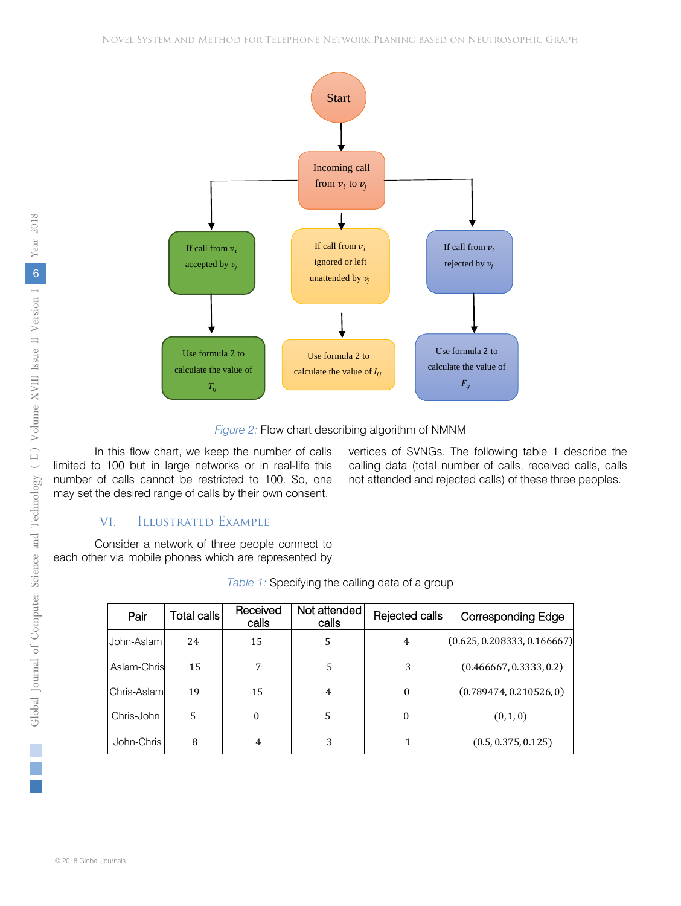Start

Incoming call from $v_i$ to $v_j$

If call from $v_i$ accepted by $v_j$

If call from $v_i$ ignored or left unattended by $v_j$

If call from $v_i$ rejected by $v_j$

Use formula 2 to calculate the value of $T_{ij}$

Use formula 2 to calculate the value of $I_{ij}$

Use formula 2 to calculate the value of $F_{ij}$

*Figure 2:* Flow chart describing algorithm of NMNM

In this flow chart, we keep the number of calls limited to 100 but in large networks or in real-life this number of calls cannot be restricted to 100. So, one may set the desired range of calls by their own consent.

## VI. Illustrated Example

Consider a network of three people connect to each other via mobile phones which are represented by vertices of SVNGs. The following table 1 describe the calling data (total number of calls, received calls, calls not attended and rejected calls) of these three peoples.

*Table 1:* Specifying the calling data of a group

| Pair | Total calls | Received calls | Not attended calls | Rejected calls | Corresponding Edge |
|---|---|---|---|---|---|
| John-Aslam | 24 | 15 | 5 | 4 | $(0.625, 0.208333, 0.166667)$ |
| Aslam-Chris | 15 | 7 | 5 | 3 | $(0.466667, 0.3333, 0.2)$ |
| Chris-Aslam | 19 | 15 | 4 | 0 | $(0.789474, 0.210526, 0)$ |
| Chris-John | 5 | 0 | 5 | 0 | $(0, 1, 0)$ |
| John-Chris | 8 | 4 | 3 | 1 | $(0.5, 0.375, 0.125)$ |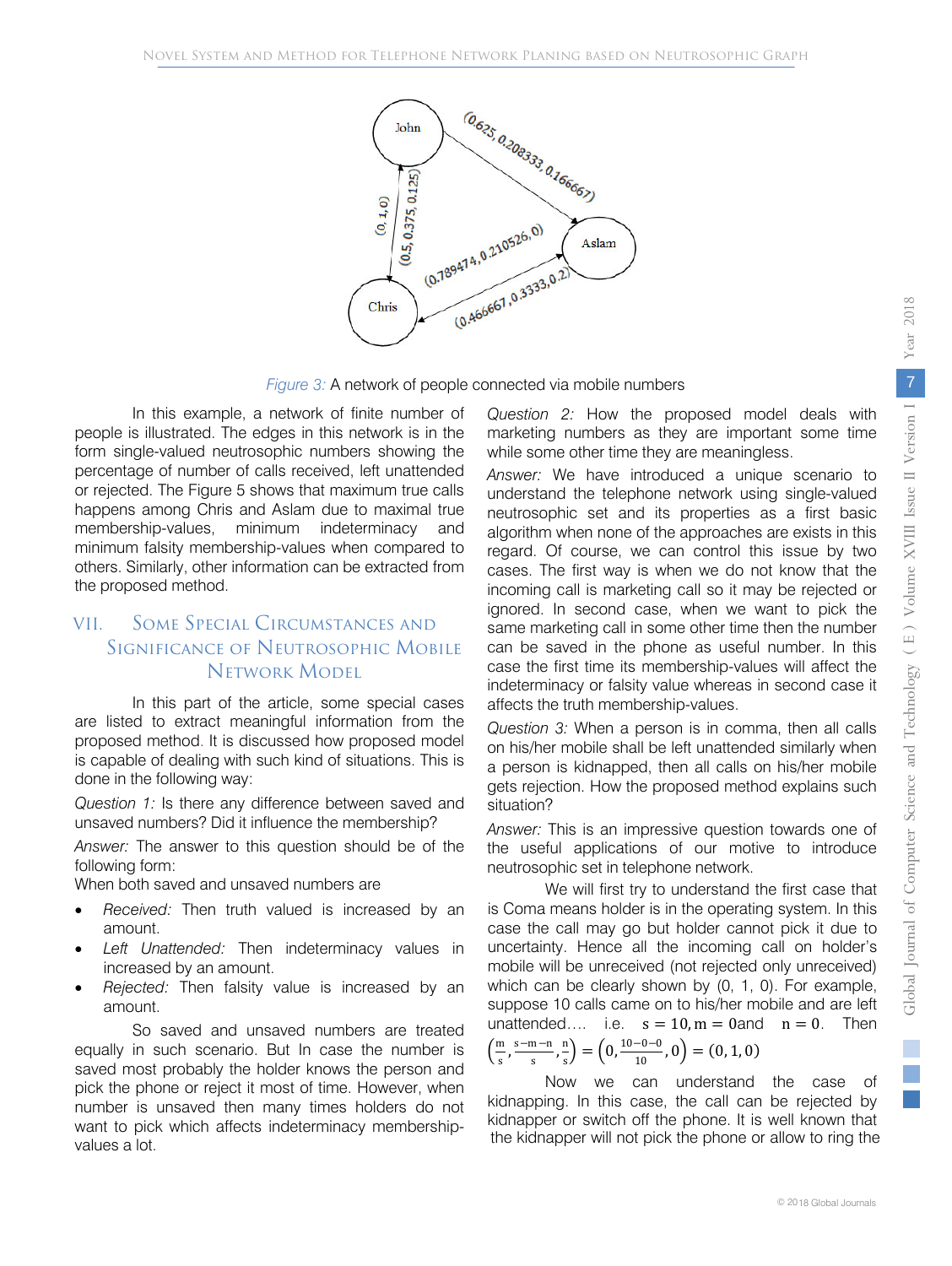John

Aslam

Chris

(0.625, 0.208333, 0.166667)

(0, 1, 0)

(0.5, 0.375, 0.125)

(0.789474, 0.210526, 0)

(0.466667, 0.3333, 0.2)

*Figure 3:* A network of people connected via mobile numbers

In this example, a network of finite number of people is illustrated. The edges in this network is in the form single-valued neutrosophic numbers showing the percentage of number of calls received, left unattended or rejected. The Figure 5 shows that maximum true calls happens among Chris and Aslam due to maximal true membership-values, minimum indeterminacy and minimum falsity membership-values when compared to others. Similarly, other information can be extracted from the proposed method.

## VII. Some Special Circumstances and Significance of Neutrosophic Mobile Network Model

In this part of the article, some special cases are listed to extract meaningful information from the proposed method. It is discussed how proposed model is capable of dealing with such kind of situations. This is done in the following way:

*Question 1:* Is there any difference between saved and unsaved numbers? Did it influence the membership?

*Answer:* The answer to this question should be of the following form:

When both saved and unsaved numbers are

- *Received:* Then truth valued is increased by an amount.
- *Left Unattended:* Then indeterminacy values in increased by an amount.
- *Rejected:* Then falsity value is increased by an amount.

So saved and unsaved numbers are treated equally in such scenario. But In case the number is saved most probably the holder knows the person and pick the phone or reject it most of time. However, when number is unsaved then many times holders do not want to pick which affects indeterminacy membership-values a lot.

*Question 2:* How the proposed model deals with marketing numbers as they are important some time while some other time they are meaningless.

*Answer:* We have introduced a unique scenario to understand the telephone network using single-valued neutrosophic set and its properties as a first basic algorithm when none of the approaches are exists in this regard. Of course, we can control this issue by two cases. The first way is when we do not know that the incoming call is marketing call so it may be rejected or ignored. In second case, when we want to pick the same marketing call in some other time then the number can be saved in the phone as useful number. In this case the first time its membership-values will affect the indeterminacy or falsity value whereas in second case it affects the truth membership-values.

*Question 3:* When a person is in comma, then all calls on his/her mobile shall be left unattended similarly when a person is kidnapped, then all calls on his/her mobile gets rejection. How the proposed method explains such situation?

*Answer:* This is an impressive question towards one of the useful applications of our motive to introduce neutrosophic set in telephone network.

We will first try to understand the first case that is Coma means holder is in the operating system. In this case the call may go but holder cannot pick it due to uncertainty. Hence all the incoming call on holder's mobile will be unreceived (not rejected only unreceived) which can be clearly shown by (0, 1, 0). For example, suppose 10 calls came on to his/her mobile and are left unattended…. i.e. $s = 10, m = 0$and $n = 0$. Then $\left(\frac{m}{s}, \frac{s-m-n}{s}, \frac{n}{s}\right) = \left(0, \frac{10-0-0}{10}, 0\right) = (0, 1, 0)$

Now we can understand the case of kidnapping. In this case, the call can be rejected by kidnapper or switch off the phone. It is well known that the kidnapper will not pick the phone or allow to ring the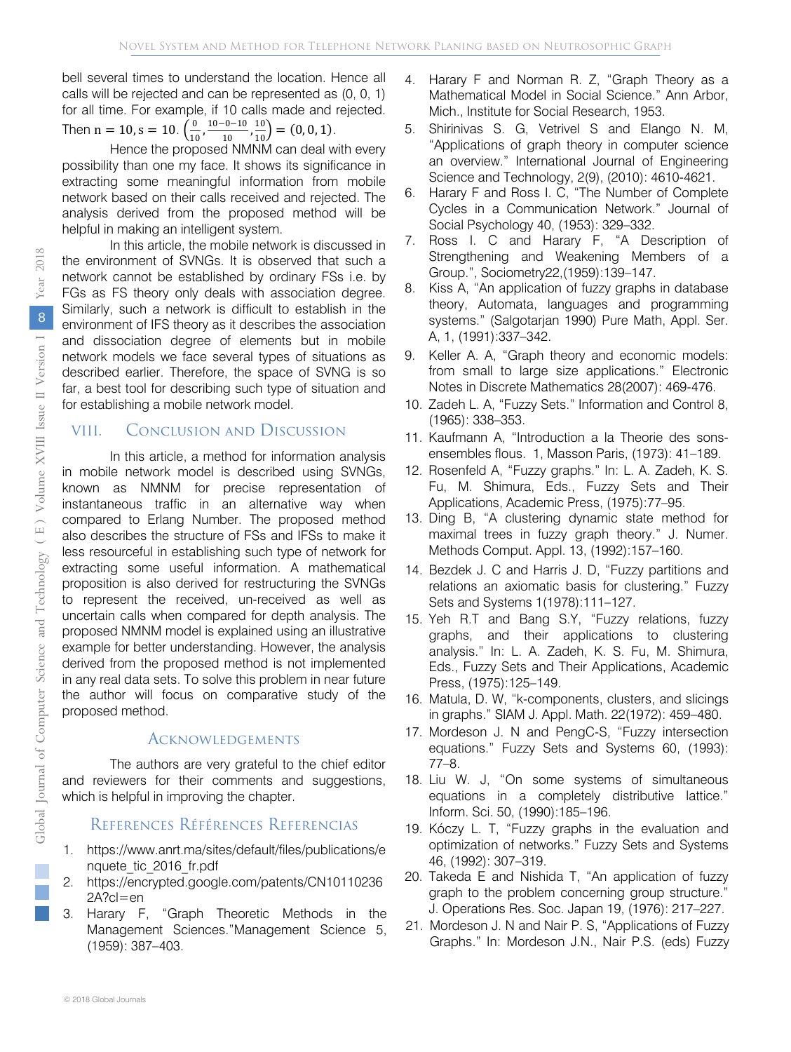bell several times to understand the location. Hence all calls will be rejected and can be represented as (0, 0, 1) for all time. For example, if 10 calls made and rejected. Then $n = 10, s = 10 . \left(\frac{0}{10}, \frac{10-0-10}{10}, \frac{10}{10}\right) = (0, 0, 1)$.

Hence the proposed NMNM can deal with every possibility than one my face. It shows its significance in extracting some meaningful information from mobile network based on their calls received and rejected. The analysis derived from the proposed method will be helpful in making an intelligent system.

In this article, the mobile network is discussed in the environment of SVNGs. It is observed that such a network cannot be established by ordinary FSs i.e. by FGs as FS theory only deals with association degree. Similarly, such a network is difficult to establish in the environment of IFS theory as it describes the association and dissociation degree of elements but in mobile network models we face several types of situations as described earlier. Therefore, the space of SVNG is so far, a best tool for describing such type of situation and for establishing a mobile network model.

## VIII. Conclusion and Discussion

In this article, a method for information analysis in mobile network model is described using SVNGs, known as NMNM for precise representation of instantaneous traffic in an alternative way when compared to Erlang Number. The proposed method also describes the structure of FSs and IFSs to make it less resourceful in establishing such type of network for extracting some useful information. A mathematical proposition is also derived for restructuring the SVNGs to represent the received, un-received as well as uncertain calls when compared for depth analysis. The proposed NMNM model is explained using an illustrative example for better understanding. However, the analysis derived from the proposed method is not implemented in any real data sets. To solve this problem in near future the author will focus on comparative study of the proposed method.

## Acknowledgements

The authors are very grateful to the chief editor and reviewers for their comments and suggestions, which is helpful in improving the chapter.

## References Références Referencias

1. https://www.anrt.ma/sites/default/files/publications/enquete_tic_2016_fr.pdf
2. https://encrypted.google.com/patents/CN101102362A?cl=en
3. Harary F, "Graph Theoretic Methods in the Management Sciences."Management Science 5, (1959): 387–403.
4. Harary F and Norman R. Z, "Graph Theory as a Mathematical Model in Social Science." Ann Arbor, Mich., Institute for Social Research, 1953.
5. Shirinivas S. G, Vetrivel S and Elango N. M, "Applications of graph theory in computer science an overview." International Journal of Engineering Science and Technology, 2(9), (2010): 4610-4621.
6. Harary F and Ross I. C, "The Number of Complete Cycles in a Communication Network." Journal of Social Psychology 40, (1953): 329–332.
7. Ross I. C and Harary F, "A Description of Strengthening and Weakening Members of a Group.", Sociometry22,(1959):139–147.
8. Kiss A, "An application of fuzzy graphs in database theory, Automata, languages and programming systems." (Salgotarjan 1990) Pure Math, Appl. Ser. A, 1, (1991):337–342.
9. Keller A. A, "Graph theory and economic models: from small to large size applications." Electronic Notes in Discrete Mathematics 28(2007): 469-476.
10. Zadeh L. A, "Fuzzy Sets." Information and Control 8, (1965): 338–353.
11. Kaufmann A, "Introduction a la Theorie des sons-ensembles flous. 1, Masson Paris, (1973): 41–189.
12. Rosenfeld A, "Fuzzy graphs." In: L. A. Zadeh, K. S. Fu, M. Shimura, Eds., Fuzzy Sets and Their Applications, Academic Press, (1975):77–95.
13. Ding B, "A clustering dynamic state method for maximal trees in fuzzy graph theory." J. Numer. Methods Comput. Appl. 13, (1992):157–160.
14. Bezdek J. C and Harris J. D, "Fuzzy partitions and relations an axiomatic basis for clustering." Fuzzy Sets and Systems 1(1978):111–127.
15. Yeh R.T and Bang S.Y, "Fuzzy relations, fuzzy graphs, and their applications to clustering analysis." In: L. A. Zadeh, K. S. Fu, M. Shimura, Eds., Fuzzy Sets and Their Applications, Academic Press, (1975):125–149.
16. Matula, D. W, "k-components, clusters, and slicings in graphs." SIAM J. Appl. Math. 22(1972): 459–480.
17. Mordeson J. N and PengC-S, "Fuzzy intersection equations." Fuzzy Sets and Systems 60, (1993): 77–8.
18. Liu W. J, "On some systems of simultaneous equations in a completely distributive lattice." Inform. Sci. 50, (1990):185–196.
19. Kóczy L. T, "Fuzzy graphs in the evaluation and optimization of networks." Fuzzy Sets and Systems 46, (1992): 307–319.
20. Takeda E and Nishida T, "An application of fuzzy graph to the problem concerning group structure." J. Operations Res. Soc. Japan 19, (1976): 217–227.
21. Mordeson J. N and Nair P. S, "Applications of Fuzzy Graphs." In: Mordeson J.N., Nair P.S. (eds) Fuzzy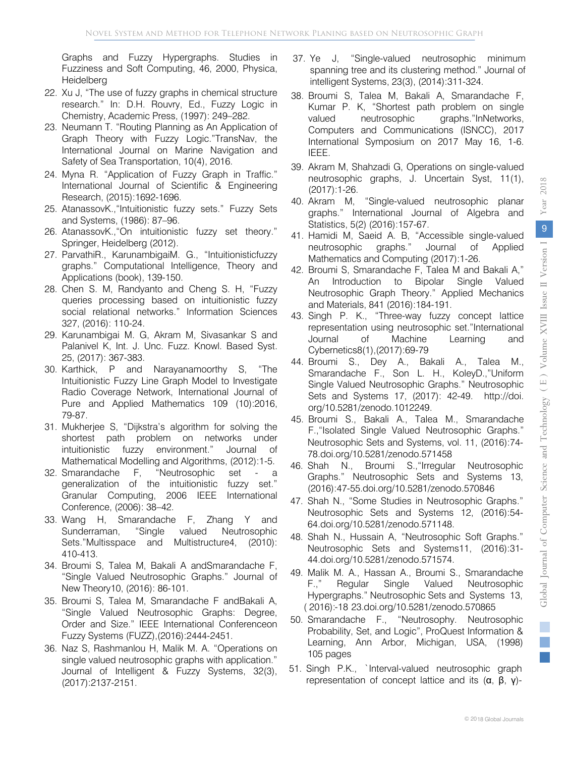Graphs and Fuzzy Hypergraphs. Studies in Fuzziness and Soft Computing, 46, 2000, Physica, Heidelberg

22. Xu J, "The use of fuzzy graphs in chemical structure research." In: D.H. Rouvry, Ed., Fuzzy Logic in Chemistry, Academic Press, (1997): 249–282.
23. Neumann T. "Routing Planning as An Application of Graph Theory with Fuzzy Logic."TransNav, the International Journal on Marine Navigation and Safety of Sea Transportation, 10(4), 2016.
24. Myna R. "Application of Fuzzy Graph in Traffic." International Journal of Scientific & Engineering Research, (2015):1692-1696.
25. AtanassovK.,"Intuitionistic fuzzy sets." Fuzzy Sets and Systems, (1986): 87–96.
26. AtanassovK.,"On intuitionistic fuzzy set theory." Springer, Heidelberg (2012).
27. ParvathiR., KarunambigaiM. G., "Intuitionisticfuzzy graphs." Computational Intelligence, Theory and Applications (book), 139-150.
28. Chen S. M, Randyanto and Cheng S. H, "Fuzzy queries processing based on intuitionistic fuzzy social relational networks." Information Sciences 327, (2016): 110-24.
29. Karunambigai M. G, Akram M, Sivasankar S and Palanivel K, Int. J. Unc. Fuzz. Knowl. Based Syst. 25, (2017): 367-383.
30. Karthick, P and Narayanamoorthy S, "The Intuitionistic Fuzzy Line Graph Model to Investigate Radio Coverage Network, International Journal of Pure and Applied Mathematics 109 (10):2016, 79-87.
31. Mukherjee S, "Dijkstra's algorithm for solving the shortest path problem on networks under intuitionistic fuzzy environment." Journal of Mathematical Modelling and Algorithms, (2012):1-5.
32. Smarandache F, "Neutrosophic set - a generalization of the intuitionistic fuzzy set." Granular Computing, 2006 IEEE International Conference, (2006): 38–42.
33. Wang H, Smarandache F, Zhang Y and Sunderraman, "Single valued Neutrosophic Sets."Multisspace and Multistructure4, (2010): 410-413.
34. Broumi S, Talea M, Bakali A andSmarandache F, "Single Valued Neutrosophic Graphs." Journal of New Theory10, (2016): 86-101.
35. Broumi S, Talea M, Smarandache F andBakali A, "Single Valued Neutrosophic Graphs: Degree, Order and Size." IEEE International Conferenceon Fuzzy Systems (FUZZ),(2016):2444-2451.
36. Naz S, Rashmanlou H, Malik M. A. "Operations on single valued neutrosophic graphs with application." Journal of Intelligent & Fuzzy Systems, 32(3), (2017):2137-2151.
37. Ye J, "Single-valued neutrosophic minimum spanning tree and its clustering method." Journal of intelligent Systems, 23(3), (2014):311-324.
38. Broumi S, Talea M, Bakali A, Smarandache F, Kumar P. K, "Shortest path problem on single valued neutrosophic graphs."InNetworks, Computers and Communications (ISNCC), 2017 International Symposium on 2017 May 16, 1-6. IEEE.
39. Akram M, Shahzadi G, Operations on single-valued neutrosophic graphs, J. Uncertain Syst, 11(1), (2017):1-26.
40. Akram M, "Single-valued neutrosophic planar graphs." International Journal of Algebra and Statistics, 5(2) (2016):157-67.
41. Hamidi M, Saeid A. B, "Accessible single-valued neutrosophic graphs." Journal of Applied Mathematics and Computing (2017):1-26.
42. Broumi S, Smarandache F, Talea M and Bakali A," An Introduction to Bipolar Single Valued Neutrosophic Graph Theory." Applied Mechanics and Materials, 841 (2016):184-191.
43. Singh P. K., "Three-way fuzzy concept lattice representation using neutrosophic set."International Journal of Machine Learning and Cybernetics8(1),(2017):69-79
44. Broumi S., Dey A., Bakali A., Talea M., Smarandache F., Son L. H., KoleyD.,"Uniform Single Valued Neutrosophic Graphs." Neutrosophic Sets and Systems 17, (2017): 42-49. http://doi.org/10.5281/zenodo.1012249.
45. Broumi S., Bakali A., Talea M., Smarandache F.,"Isolated Single Valued Neutrosophic Graphs." Neutrosophic Sets and Systems, vol. 11, (2016):74-78.doi.org/10.5281/zenodo.571458
46. Shah N., Broumi S.,"Irregular Neutrosophic Graphs." Neutrosophic Sets and Systems 13, (2016):47-55.doi.org/10.5281/zenodo.570846
47. Shah N., "Some Studies in Neutrosophic Graphs." Neutrosophic Sets and Systems 12, (2016):54-64.doi.org/10.5281/zenodo.571148.
48. Shah N., Hussain A, "Neutrosophic Soft Graphs." Neutrosophic Sets and Systems11, (2016):31-44.doi.org/10.5281/zenodo.571574.
49. Malik M. A., Hassan A., Broumi S., Smarandache F.," Regular Single Valued Neutrosophic Hypergraphs." Neutrosophic Sets and Systems 13, ( 2016):-18 23.doi.org/10.5281/zenodo.570865
50. Smarandache F., "Neutrosophy. Neutrosophic Probability, Set, and Logic", ProQuest Information & Learning, Ann Arbor, Michigan, USA, (1998) 105 pages
51. Singh P.K., `Interval-valued neutrosophic graph representation of concept lattice and its (α, β, γ)-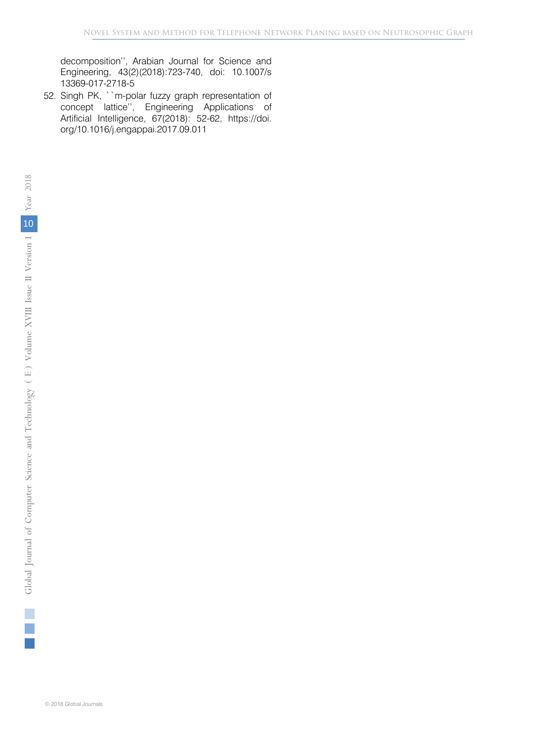decomposition'', Arabian Journal for Science and Engineering, 43(2)(2018):723-740, doi: 10.1007/s 13369-017-2718-5

52. Singh PK, ``m-polar fuzzy graph representation of concept lattice'', Engineering Applications of Artificial Intelligence, 67(2018): 52-62, https://doi.org/10.1016/j.engappai.2017.09.011